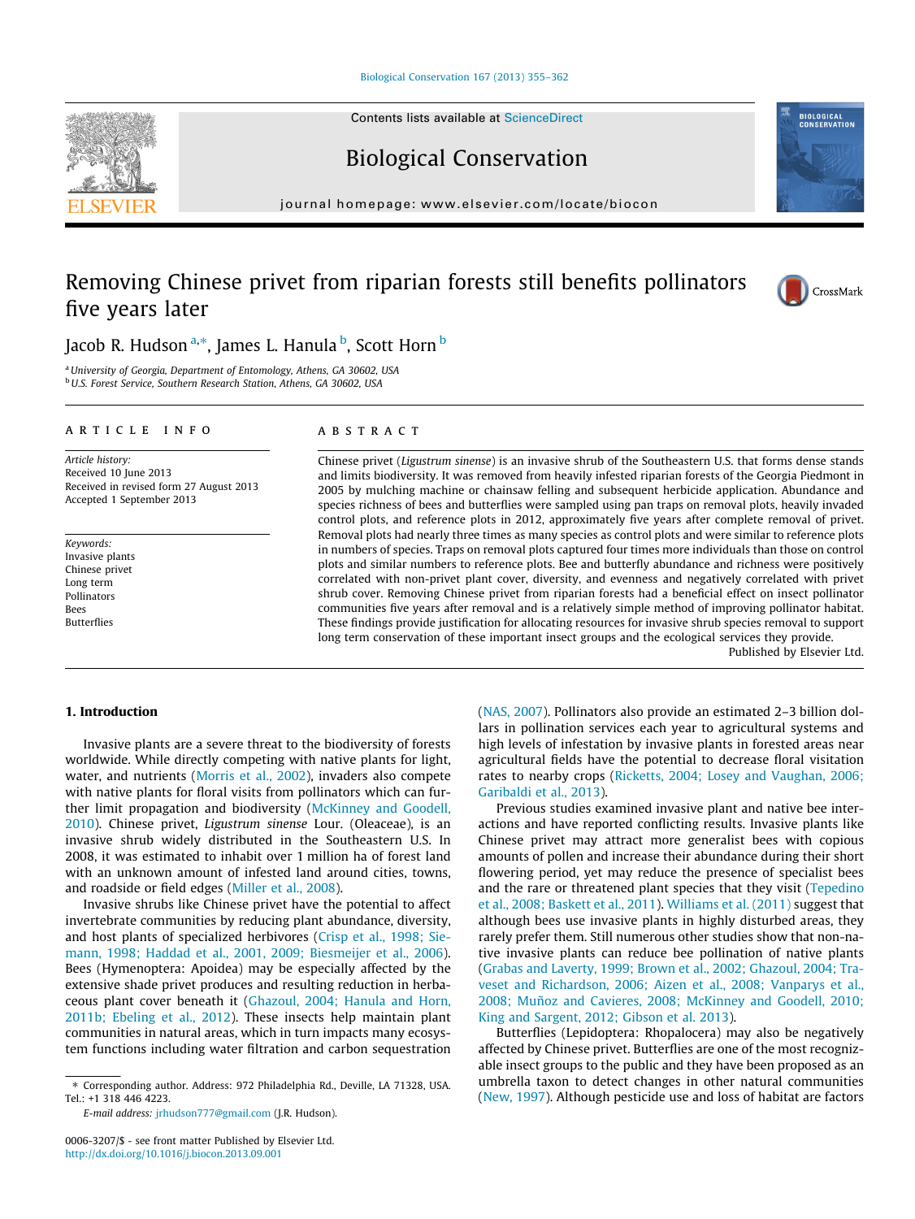# Removing Chinese privet from riparian forests still benefits pollinators five years later

Jacob R. Hudson [a,*], James L. Hanula [b], Scott Horn [b]

[a] University of Georgia, Department of Entomology, Athens, GA 30602, USA
[b] U.S. Forest Service, Southern Research Station, Athens, GA 30602, USA

## ARTICLE INFO

*Article history:*
Received 10 June 2013
Received in revised form 27 August 2013
Accepted 1 September 2013

*Keywords:*
Invasive plants
Chinese privet
Long term
Pollinators
Bees
Butterflies

## ABSTRACT

Chinese privet (*Ligustrum sinense*) is an invasive shrub of the Southeastern U.S. that forms dense stands and limits biodiversity. It was removed from heavily infested riparian forests of the Georgia Piedmont in 2005 by mulching machine or chainsaw felling and subsequent herbicide application. Abundance and species richness of bees and butterflies were sampled using pan traps on removal plots, heavily invaded control plots, and reference plots in 2012, approximately five years after complete removal of privet. Removal plots had nearly three times as many species as control plots and were similar to reference plots in numbers of species. Traps on removal plots captured four times more individuals than those on control plots and similar numbers to reference plots. Bee and butterfly abundance and richness were positively correlated with non-privet plant cover, diversity, and evenness and negatively correlated with privet shrub cover. Removing Chinese privet from riparian forests had a beneficial effect on insect pollinator communities five years after removal and is a relatively simple method of improving pollinator habitat. These findings provide justification for allocating resources for invasive shrub species removal to support long term conservation of these important insect groups and the ecological services they provide.

Published by Elsevier Ltd.

## 1. Introduction

Invasive plants are a severe threat to the biodiversity of forests worldwide. While directly competing with native plants for light, water, and nutrients (Morris et al., 2002), invaders also compete with native plants for floral visits from pollinators which can further limit propagation and biodiversity (McKinney and Goodell, 2010). Chinese privet, *Ligustrum sinense* Lour. (Oleaceae), is an invasive shrub widely distributed in the Southeastern U.S. In 2008, it was estimated to inhabit over 1 million ha of forest land with an unknown amount of infested land around cities, towns, and roadside or field edges (Miller et al., 2008).

Invasive shrubs like Chinese privet have the potential to affect invertebrate communities by reducing plant abundance, diversity, and host plants of specialized herbivores (Crisp et al., 1998; Siemann, 1998; Haddad et al., 2001, 2009; Biesmeijer et al., 2006). Bees (Hymenoptera: Apoidea) may be especially affected by the extensive shade privet produces and resulting reduction in herbaceous plant cover beneath it (Ghazoul, 2004; Hanula and Horn, 2011b; Ebeling et al., 2012). These insects help maintain plant communities in natural areas, which in turn impacts many ecosystem functions including water filtration and carbon sequestration (NAS, 2007). Pollinators also provide an estimated 2–3 billion dollars in pollination services each year to agricultural systems and high levels of infestation by invasive plants in forested areas near agricultural fields have the potential to decrease floral visitation rates to nearby crops (Ricketts, 2004; Losey and Vaughan, 2006; Garibaldi et al., 2013).

Previous studies examined invasive plant and native bee interactions and have reported conflicting results. Invasive plants like Chinese privet may attract more generalist bees with copious amounts of pollen and increase their abundance during their short flowering period, yet may reduce the presence of specialist bees and the rare or threatened plant species that they visit (Tepedino et al., 2008; Baskett et al., 2011). Williams et al. (2011) suggest that although bees use invasive plants in highly disturbed areas, they rarely prefer them. Still numerous other studies show that non-native invasive plants can reduce bee pollination of native plants (Grabas and Laverty, 1999; Brown et al., 2002; Ghazoul, 2004; Traveset and Richardson, 2006; Aizen et al., 2008; Vanparys et al., 2008; Muñoz and Cavieres, 2008; McKinney and Goodell, 2010; King and Sargent, 2012; Gibson et al. 2013).

Butterflies (Lepidoptera: Rhopalocera) may also be negatively affected by Chinese privet. Butterflies are one of the most recognizable insect groups to the public and they have been proposed as an umbrella taxon to detect changes in other natural communities (New, 1997). Although pesticide use and loss of habitat are factors

\* Corresponding author. Address: 972 Philadelphia Rd., Deville, LA 71328, USA. Tel.: +1 318 446 4223.
E-mail address: jrhudson777@gmail.com (J.R. Hudson).

0006-3207/$ - see front matter Published by Elsevier Ltd.
http://dx.doi.org/10.1016/j.biocon.2013.09.001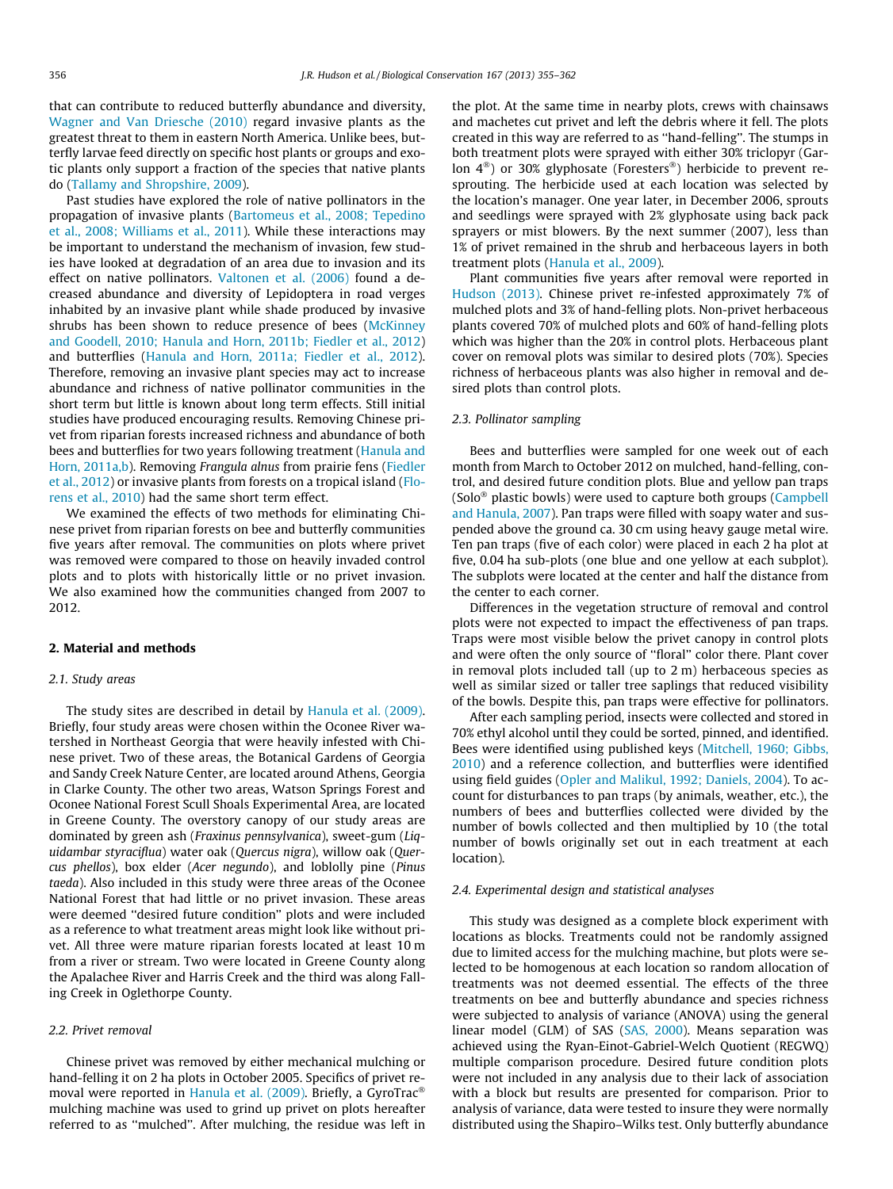that can contribute to reduced butterfly abundance and diversity, Wagner and Van Driesche (2010) regard invasive plants as the greatest threat to them in eastern North America. Unlike bees, butterfly larvae feed directly on specific host plants or groups and exotic plants only support a fraction of the species that native plants do (Tallamy and Shropshire, 2009).

Past studies have explored the role of native pollinators in the propagation of invasive plants (Bartomeus et al., 2008; Tepedino et al., 2008; Williams et al., 2011). While these interactions may be important to understand the mechanism of invasion, few studies have looked at degradation of an area due to invasion and its effect on native pollinators. Valtonen et al. (2006) found a decreased abundance and diversity of Lepidoptera in road verges inhabited by an invasive plant while shade produced by invasive shrubs has been shown to reduce presence of bees (McKinney and Goodell, 2010; Hanula and Horn, 2011b; Fiedler et al., 2012) and butterflies (Hanula and Horn, 2011a; Fiedler et al., 2012). Therefore, removing an invasive plant species may act to increase abundance and richness of native pollinator communities in the short term but little is known about long term effects. Still initial studies have produced encouraging results. Removing Chinese privet from riparian forests increased richness and abundance of both bees and butterflies for two years following treatment (Hanula and Horn, 2011a,b). Removing *Frangula alnus* from prairie fens (Fiedler et al., 2012) or invasive plants from forests on a tropical island (Florens et al., 2010) had the same short term effect.

We examined the effects of two methods for eliminating Chinese privet from riparian forests on bee and butterfly communities five years after removal. The communities on plots where privet was removed were compared to those on heavily invaded control plots and to plots with historically little or no privet invasion. We also examined how the communities changed from 2007 to 2012.

## 2. Material and methods

### 2.1. Study areas

The study sites are described in detail by Hanula et al. (2009). Briefly, four study areas were chosen within the Oconee River watershed in Northeast Georgia that were heavily infested with Chinese privet. Two of these areas, the Botanical Gardens of Georgia and Sandy Creek Nature Center, are located around Athens, Georgia in Clarke County. The other two areas, Watson Springs Forest and Oconee National Forest Scull Shoals Experimental Area, are located in Greene County. The overstory canopy of our study areas are dominated by green ash (*Fraxinus pennsylvanica*), sweet-gum (*Liquidambar styraciflua*) water oak (*Quercus nigra*), willow oak (*Quercus phellos*), box elder (*Acer negundo*), and loblolly pine (*Pinus taeda*). Also included in this study were three areas of the Oconee National Forest that had little or no privet invasion. These areas were deemed "desired future condition" plots and were included as a reference to what treatment areas might look like without privet. All three were mature riparian forests located at least 10 m from a river or stream. Two were located in Greene County along the Apalachee River and Harris Creek and the third was along Falling Creek in Oglethorpe County.

### 2.2. Privet removal

Chinese privet was removed by either mechanical mulching or hand-felling it on 2 ha plots in October 2005. Specifics of privet removal were reported in Hanula et al. (2009). Briefly, a GyroTrac® mulching machine was used to grind up privet on plots hereafter referred to as "mulched". After mulching, the residue was left in the plot. At the same time in nearby plots, crews with chainsaws and machetes cut privet and left the debris where it fell. The plots created in this way are referred to as "hand-felling". The stumps in both treatment plots were sprayed with either 30% triclopyr (Garlon 4®) or 30% glyphosate (Foresters®) herbicide to prevent re-sprouting. The herbicide used at each location was selected by the location's manager. One year later, in December 2006, sprouts and seedlings were sprayed with 2% glyphosate using back pack sprayers or mist blowers. By the next summer (2007), less than 1% of privet remained in the shrub and herbaceous layers in both treatment plots (Hanula et al., 2009).

Plant communities five years after removal were reported in Hudson (2013). Chinese privet re-infested approximately 7% of mulched plots and 3% of hand-felling plots. Non-privet herbaceous plants covered 70% of mulched plots and 60% of hand-felling plots which was higher than the 20% in control plots. Herbaceous plant cover on removal plots was similar to desired plots (70%). Species richness of herbaceous plants was also higher in removal and desired plots than control plots.

### 2.3. Pollinator sampling

Bees and butterflies were sampled for one week out of each month from March to October 2012 on mulched, hand-felling, control, and desired future condition plots. Blue and yellow pan traps (Solo® plastic bowls) were used to capture both groups (Campbell and Hanula, 2007). Pan traps were filled with soapy water and suspended above the ground ca. 30 cm using heavy gauge metal wire. Ten pan traps (five of each color) were placed in each 2 ha plot at five, 0.04 ha sub-plots (one blue and one yellow at each subplot). The subplots were located at the center and half the distance from the center to each corner.

Differences in the vegetation structure of removal and control plots were not expected to impact the effectiveness of pan traps. Traps were most visible below the privet canopy in control plots and were often the only source of "floral" color there. Plant cover in removal plots included tall (up to 2 m) herbaceous species as well as similar sized or taller tree saplings that reduced visibility of the bowls. Despite this, pan traps were effective for pollinators.

After each sampling period, insects were collected and stored in 70% ethyl alcohol until they could be sorted, pinned, and identified. Bees were identified using published keys (Mitchell, 1960; Gibbs, 2010) and a reference collection, and butterflies were identified using field guides (Opler and Malikul, 1992; Daniels, 2004). To account for disturbances to pan traps (by animals, weather, etc.), the numbers of bees and butterflies collected were divided by the number of bowls collected and then multiplied by 10 (the total number of bowls originally set out in each treatment at each location).

### 2.4. Experimental design and statistical analyses

This study was designed as a complete block experiment with locations as blocks. Treatments could not be randomly assigned due to limited access for the mulching machine, but plots were selected to be homogenous at each location so random allocation of treatments was not deemed essential. The effects of the three treatments on bee and butterfly abundance and species richness were subjected to analysis of variance (ANOVA) using the general linear model (GLM) of SAS (SAS, 2000). Means separation was achieved using the Ryan-Einot-Gabriel-Welch Quotient (REGWQ) multiple comparison procedure. Desired future condition plots were not included in any analysis due to their lack of association with a block but results are presented for comparison. Prior to analysis of variance, data were tested to insure they were normally distributed using the Shapiro–Wilks test. Only butterfly abundance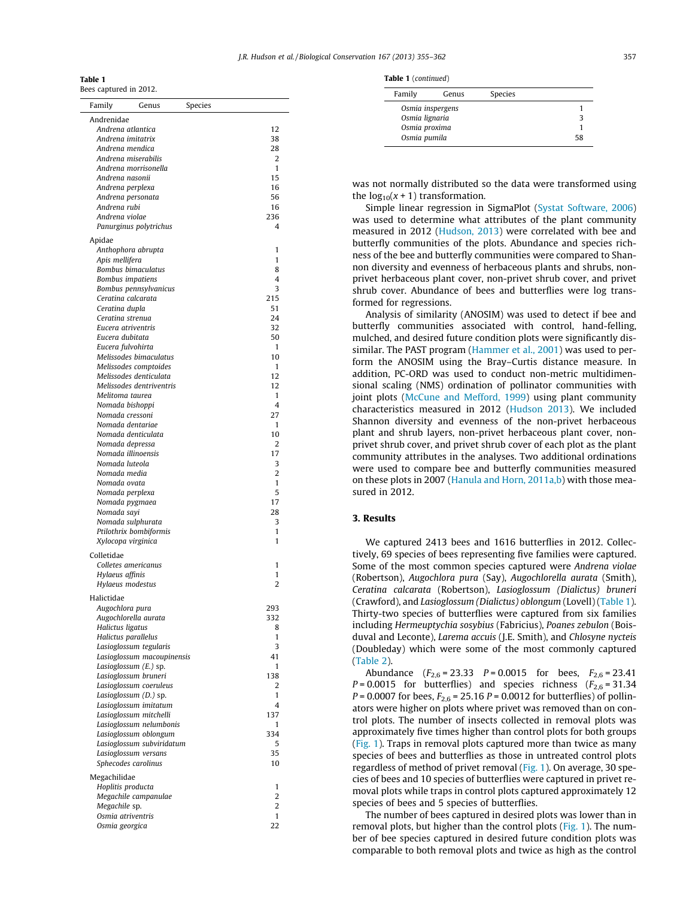**Table 1**
Bees captured in 2012.

| Family Genus Species | |
|---|---|
| **Andrenidae** | |
| *Andrena atlantica* | 12 |
| *Andrena imitatrix* | 38 |
| *Andrena mendica* | 28 |
| *Andrena miserabilis* | 2 |
| *Andrena morrisonella* | 1 |
| *Andrena nasonii* | 15 |
| *Andrena perplexa* | 16 |
| *Andrena personata* | 56 |
| *Andrena rubi* | 16 |
| *Andrena violae* | 236 |
| *Panurginus polytrichus* | 4 |
| **Apidae** | |
| *Anthophora abrupta* | 1 |
| *Apis mellifera* | 1 |
| *Bombus bimaculatus* | 8 |
| *Bombus impatiens* | 4 |
| *Bombus pennsylvanicus* | 3 |
| *Ceratina calcarata* | 215 |
| *Ceratina dupla* | 51 |
| *Ceratina strenua* | 24 |
| *Eucera atriventris* | 32 |
| *Eucera dubitata* | 50 |
| *Eucera fulvohirta* | 1 |
| *Melissodes bimaculatus* | 10 |
| *Melissodes comptoides* | 1 |
| *Melissodes denticulata* | 12 |
| *Melissodes dentriventris* | 12 |
| *Melitoma taurea* | 1 |
| *Nomada bishoppi* | 4 |
| *Nomada cressoni* | 27 |
| *Nomada dentariae* | 1 |
| *Nomada denticulata* | 10 |
| *Nomada depressa* | 2 |
| *Nomada illinoensis* | 17 |
| *Nomada luteola* | 3 |
| *Nomada media* | 2 |
| *Nomada ovata* | 1 |
| *Nomada perplexa* | 5 |
| *Nomada pygmaea* | 17 |
| *Nomada sayi* | 28 |
| *Nomada sulphurata* | 3 |
| *Ptilothrix bombiformis* | 1 |
| *Xylocopa virginica* | 1 |
| **Colletidae** | |
| *Colletes americanus* | 1 |
| *Hylaeus affinis* | 1 |
| *Hylaeus modestus* | 2 |
| **Halictidae** | |
| *Augochlora pura* | 293 |
| *Augochlorella aurata* | 332 |
| *Halictus ligatus* | 8 |
| *Halictus parallelus* | 1 |
| *Lasioglossum tegularis* | 3 |
| *Lasioglossum macoupinensis* | 41 |
| *Lasioglossum (E.)* sp. | 1 |
| *Lasioglossum bruneri* | 138 |
| *Lasioglossum coeruleus* | 2 |
| *Lasioglossum (D.)* sp. | 1 |
| *Lasioglossum imitatum* | 4 |
| *Lasioglossum mitchelli* | 137 |
| *Lasioglossum nelumbonis* | 1 |
| *Lasioglossum oblongum* | 334 |
| *Lasioglossum subviridatum* | 5 |
| *Lasioglossum versans* | 35 |
| *Sphecodes carolinus* | 10 |
| **Megachilidae** | |
| *Hoplitis producta* | 1 |
| *Megachile campanulae* | 2 |
| *Megachile* sp. | 2 |
| *Osmia atriventris* | 1 |
| *Osmia georgica* | 22 |
| *Osmia inspergens* | 1 |
| *Osmia lignaria* | 3 |
| *Osmia proxima* | 1 |
| *Osmia pumila* | 58 |

was not normally distributed so the data were transformed using the $\log_{10}(x + 1)$ transformation.

Simple linear regression in SigmaPlot (Systat Software, 2006) was used to determine what attributes of the plant community measured in 2012 (Hudson, 2013) were correlated with bee and butterfly communities of the plots. Abundance and species richness of the bee and butterfly communities were compared to Shannon diversity and evenness of herbaceous plants and shrubs, non-privet herbaceous plant cover, non-privet shrub cover, and privet shrub cover. Abundance of bees and butterflies were log transformed for regressions.

Analysis of similarity (ANOSIM) was used to detect if bee and butterfly communities associated with control, hand-felling, mulched, and desired future condition plots were significantly dissimilar. The PAST program (Hammer et al., 2001) was used to perform the ANOSIM using the Bray–Curtis distance measure. In addition, PC-ORD was used to conduct non-metric multidimensional scaling (NMS) ordination of pollinator communities with joint plots (McCune and Mefford, 1999) using plant community characteristics measured in 2012 (Hudson 2013). We included Shannon diversity and evenness of the non-privet herbaceous plant and shrub layers, non-privet herbaceous plant cover, non-privet shrub cover, and privet shrub cover of each plot as the plant community attributes in the analyses. Two additional ordinations were used to compare bee and butterfly communities measured on these plots in 2007 (Hanula and Horn, 2011a,b) with those measured in 2012.

## 3. Results

We captured 2413 bees and 1616 butterflies in 2012. Collectively, 69 species of bees representing five families were captured. Some of the most common species captured were *Andrena violae* (Robertson), *Augochlora pura* (Say), *Augochlorella aurata* (Smith), *Ceratina calcarata* (Robertson), *Lasioglossum (Dialictus) bruneri* (Crawford), and *Lasioglossum (Dialictus) oblongum* (Lovell) (Table 1). Thirty-two species of butterflies were captured from six families including *Hermeuptychia sosybius* (Fabricius), *Poanes zebulon* (Boisduval and Leconte), *Larema accius* (J.E. Smith), and *Chlosyne nycteis* (Doubleday) which were some of the most commonly captured (Table 2).

Abundance ($F_{2,6} = 23.33$ $P = 0.0015$ for bees, $F_{2,6} = 23.41$ $P = 0.0015$ for butterflies) and species richness ($F_{2,6} = 31.34$ $P = 0.0007$ for bees, $F_{2,6} = 25.16$ $P = 0.0012$ for butterflies) of pollinators were higher on plots where privet was removed than on control plots. The number of insects collected in removal plots was approximately five times higher than control plots for both groups (Fig. 1). Traps in removal plots captured more than twice as many species of bees and butterflies as those in untreated control plots regardless of method of privet removal (Fig. 1). On average, 30 species of bees and 10 species of butterflies were captured in privet removal plots while traps in control plots captured approximately 12 species of bees and 5 species of butterflies.

The number of bees captured in desired plots was lower than in removal plots, but higher than the control plots (Fig. 1). The number of bee species captured in desired future condition plots was comparable to both removal plots and twice as high as the control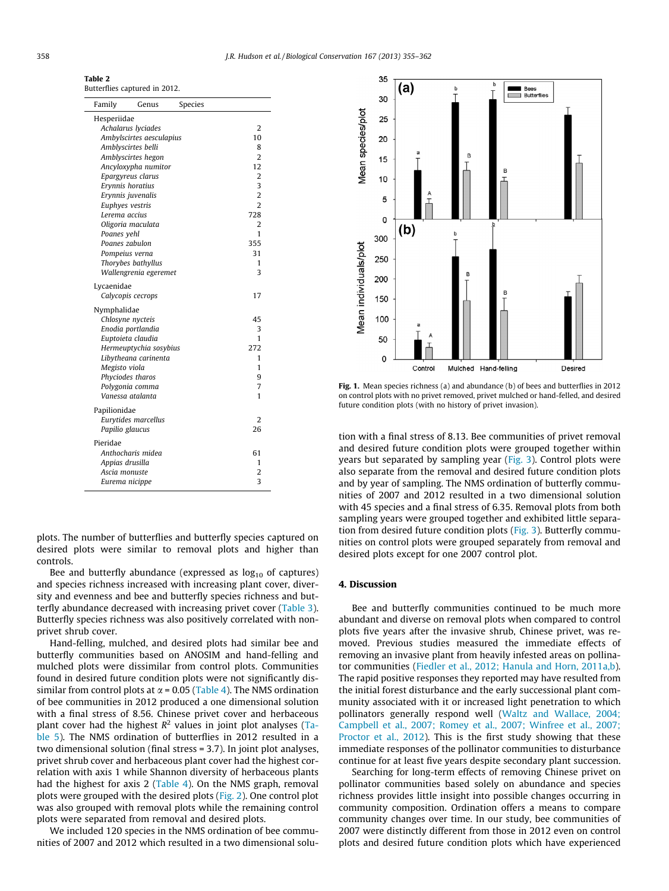**Table 2**
Butterflies captured in 2012.

| Family Genus Species | |
|---|---|
| Hesperiidae | |
| *Achalarus lyciades* | 2 |
| *Amblyscirtes aesculapius* | 10 |
| *Amblyscirtes belli* | 8 |
| *Amblyscirtes hegon* | 2 |
| *Ancyloxypha numitor* | 12 |
| *Epargyreus clarus* | 2 |
| *Erynnis horatius* | 3 |
| *Erynnis juvenalis* | 2 |
| *Euphyes vestris* | 2 |
| *Lerema accius* | 728 |
| *Oligoria maculata* | 2 |
| *Poanes yehl* | 1 |
| *Poanes zabulon* | 355 |
| *Pompeius verna* | 31 |
| *Thorybes bathyllus* | 1 |
| *Wallengrenia egeremet* | 3 |
| Lycaenidae | |
| *Calycopis cecrops* | 17 |
| Nymphalidae | |
| *Chlosyne nycteis* | 45 |
| *Enodia portlandia* | 3 |
| *Euptoieta claudia* | 1 |
| *Hermeuptychia sosybius* | 272 |
| *Libytheana carinenta* | 1 |
| *Megisto viola* | 1 |
| *Phyciodes tharos* | 9 |
| *Polygonia comma* | 7 |
| *Vanessa atalanta* | 1 |
| Papilionidae | |
| *Eurytides marcellus* | 2 |
| *Papilio glaucus* | 26 |
| Pieridae | |
| *Anthocharis midea* | 61 |
| *Appias drusilla* | 1 |
| *Ascia monuste* | 2 |
| *Eurema nicippe* | 3 |

plots. The number of butterflies and butterfly species captured on desired plots were similar to removal plots and higher than controls.

Bee and butterfly abundance (expressed as $\log_{10}$ of captures) and species richness increased with increasing plant cover, diversity and evenness and bee and butterfly species richness and butterfly abundance decreased with increasing privet cover (Table 3). Butterfly species richness was also positively correlated with non-privet shrub cover.

Hand-felling, mulched, and desired plots had similar bee and butterfly communities based on ANOSIM and hand-felling and mulched plots were dissimilar from control plots. Communities found in desired future condition plots were not significantly dissimilar from control plots at $\alpha = 0.05$ (Table 4). The NMS ordination of bee communities in 2012 produced a one dimensional solution with a final stress of 8.56. Chinese privet cover and herbaceous plant cover had the highest $R^2$ values in joint plot analyses (Table 5). The NMS ordination of butterflies in 2012 resulted in a two dimensional solution (final stress = 3.7). In joint plot analyses, privet shrub cover and herbaceous plant cover had the highest correlation with axis 1 while Shannon diversity of herbaceous plants had the highest for axis 2 (Table 4). On the NMS graph, removal plots were grouped with the desired plots (Fig. 2). One control plot was also grouped with removal plots while the remaining control plots were separated from removal and desired plots.

We included 120 species in the NMS ordination of bee communities of 2007 and 2012 which resulted in a two dimensional solution with a final stress of 8.13. Bee communities of privet removal and desired future condition plots were grouped together within years but separated by sampling year (Fig. 3). Control plots were also separate from the removal and desired future condition plots and by year of sampling. The NMS ordination of butterfly communities of 2007 and 2012 resulted in a two dimensional solution with 45 species and a final stress of 6.35. Removal plots from both sampling years were grouped together and exhibited little separation from desired future condition plots (Fig. 3). Butterfly communities on control plots were grouped separately from removal and desired plots except for one 2007 control plot.

**Fig. 1.** Mean species richness (a) and abundance (b) of bees and butterflies in 2012 on control plots with no privet removed, privet mulched or hand-felled, and desired future condition plots (with no history of privet invasion).

## 4. Discussion

Bee and butterfly communities continued to be much more abundant and diverse on removal plots when compared to control plots five years after the invasive shrub, Chinese privet, was removed. Previous studies measured the immediate effects of removing an invasive plant from heavily infested areas on pollinator communities (Fiedler et al., 2012; Hanula and Horn, 2011a,b). The rapid positive responses they reported may have resulted from the initial forest disturbance and the early successional plant community associated with it or increased light penetration to which pollinators generally respond well (Waltz and Wallace, 2004; Campbell et al., 2007; Romey et al., 2007; Winfree et al., 2007; Proctor et al., 2012). This is the first study showing that these immediate responses of the pollinator communities to disturbance continue for at least five years despite secondary plant succession.

Searching for long-term effects of removing Chinese privet on pollinator communities based solely on abundance and species richness provides little insight into possible changes occurring in community composition. Ordination offers a means to compare community changes over time. In our study, bee communities of 2007 were distinctly different from those in 2012 even on control plots and desired future condition plots which have experienced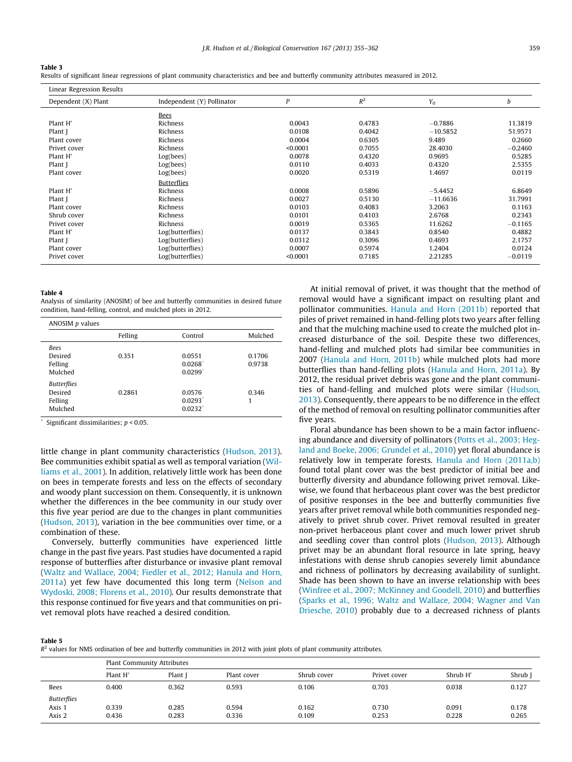**Table 3**
Results of significant linear regressions of plant community characteristics and bee and butterfly community attributes measured in 2012.

| Linear Regression Results | | | | | |
|---|---|---|---|---|---|
| Dependent (X) Plant | Independent (Y) Pollinator | *P* | $R^2$ | $Y_0$ | *b* |
| | Bees | | | | |
| Plant H' | Richness | 0.0043 | 0.4783 | −0.7886 | 11.3819 |
| Plant J | Richness | 0.0108 | 0.4042 | −10.5852 | 51.9571 |
| Plant cover | Richness | 0.0004 | 0.6305 | 9.489 | 0.2660 |
| Privet cover | Richness | <0.0001 | 0.7055 | 28.4030 | −0.2460 |
| Plant H' | Log(bees) | 0.0078 | 0.4320 | 0.9695 | 0.5285 |
| Plant J | Log(bees) | 0.0110 | 0.4033 | 0.4320 | 2.5355 |
| Plant cover | Log(bees) | 0.0020 | 0.5319 | 1.4697 | 0.0119 |
| | Butterflies | | | | |
| Plant H' | Richness | 0.0008 | 0.5896 | −5.4452 | 6.8649 |
| Plant J | Richness | 0.0027 | 0.5130 | −11.6636 | 31.7991 |
| Plant cover | Richness | 0.0103 | 0.4083 | 3.2063 | 0.1163 |
| Shrub cover | Richness | 0.0101 | 0.4103 | 2.6768 | 0.2343 |
| Privet cover | Richness | 0.0019 | 0.5365 | 11.6262 | −0.1165 |
| Plant H' | Log(butterflies) | 0.0137 | 0.3843 | 0.8540 | 0.4882 |
| Plant J | Log(butterflies) | 0.0312 | 0.3096 | 0.4693 | 2.1757 |
| Plant cover | Log(butterflies) | 0.0007 | 0.5974 | 1.2404 | 0.0124 |
| Privet cover | Log(butterflies) | <0.0001 | 0.7185 | 2.21285 | −0.0119 |

**Table 4**
Analysis of similarity (ANOSIM) of bee and butterfly communities in desired future condition, hand-felling, control, and mulched plots in 2012.

| ANOSIM *p* values | | | |
|---|---|---|---|
| | Felling | Control | Mulched |
| *Bees* | | | |
| Desired | 0.351 | 0.0551 | 0.1706 |
| Felling | | 0.0268* | 0.9738 |
| Mulched | | 0.0299* | |
| *Butterflies* | | | |
| Desired | 0.2861 | 0.0576 | 0.346 |
| Felling | | 0.0293* | 1 |
| Mulched | | 0.0232* | |

* Significant dissimilarities; $p < 0.05$.

little change in plant community characteristics (Hudson, 2013). Bee communities exhibit spatial as well as temporal variation (Williams et al., 2001). In addition, relatively little work has been done on bees in temperate forests and less on the effects of secondary and woody plant succession on them. Consequently, it is unknown whether the differences in the bee community in our study over this five year period are due to the changes in plant communities (Hudson, 2013), variation in the bee communities over time, or a combination of these.

Conversely, butterfly communities have experienced little change in the past five years. Past studies have documented a rapid response of butterflies after disturbance or invasive plant removal (Waltz and Wallace, 2004; Fiedler et al., 2012; Hanula and Horn, 2011a) yet few have documented this long term (Nelson and Wydoski, 2008; Florens et al., 2010). Our results demonstrate that this response continued for five years and that communities on privet removal plots have reached a desired condition.

At initial removal of privet, it was thought that the method of removal would have a significant impact on resulting plant and pollinator communities. Hanula and Horn (2011b) reported that piles of privet remained in hand-felling plots two years after felling and that the mulching machine used to create the mulched plot increased disturbance of the soil. Despite these two differences, hand-felling and mulched plots had similar bee communities in 2007 (Hanula and Horn, 2011b) while mulched plots had more butterflies than hand-felling plots (Hanula and Horn, 2011a). By 2012, the residual privet debris was gone and the plant communities of hand-felling and mulched plots were similar (Hudson, 2013). Consequently, there appears to be no difference in the effect of the method of removal on resulting pollinator communities after five years.

Floral abundance has been shown to be a main factor influencing abundance and diversity of pollinators (Potts et al., 2003; Hegland and Boeke, 2006; Grundel et al., 2010) yet floral abundance is relatively low in temperate forests. Hanula and Horn (2011a,b) found total plant cover was the best predictor of initial bee and butterfly diversity and abundance following privet removal. Likewise, we found that herbaceous plant cover was the best predictor of positive responses in the bee and butterfly communities five years after privet removal while both communities responded negatively to privet shrub cover. Privet removal resulted in greater non-privet herbaceous plant cover and much lower privet shrub and seedling cover than control plots (Hudson, 2013). Although privet may be an abundant floral resource in late spring, heavy infestations with dense shrub canopies severely limit abundance and richness of pollinators by decreasing availability of sunlight. Shade has been shown to have an inverse relationship with bees (Winfree et al., 2007; McKinney and Goodell, 2010) and butterflies (Sparks et al., 1996; Waltz and Wallace, 2004; Wagner and Van Driesche, 2010) probably due to a decreased richness of plants

**Table 5**
$R^2$ values for NMS ordination of bee and butterfly communities in 2012 with joint plots of plant community attributes.

| | Plant Community Attributes | | | | | | |
|---|---|---|---|---|---|---|---|
| | Plant H' | Plant J | Plant cover | Shrub cover | Privet cover | Shrub H' | Shrub J |
| Bees | 0.400 | 0.362 | 0.593 | 0.106 | 0.703 | 0.038 | 0.127 |
| *Butterflies* | | | | | | | |
| Axis 1 | 0.339 | 0.285 | 0.594 | 0.162 | 0.730 | 0.091 | 0.178 |
| Axis 2 | 0.436 | 0.283 | 0.336 | 0.109 | 0.253 | 0.228 | 0.265 |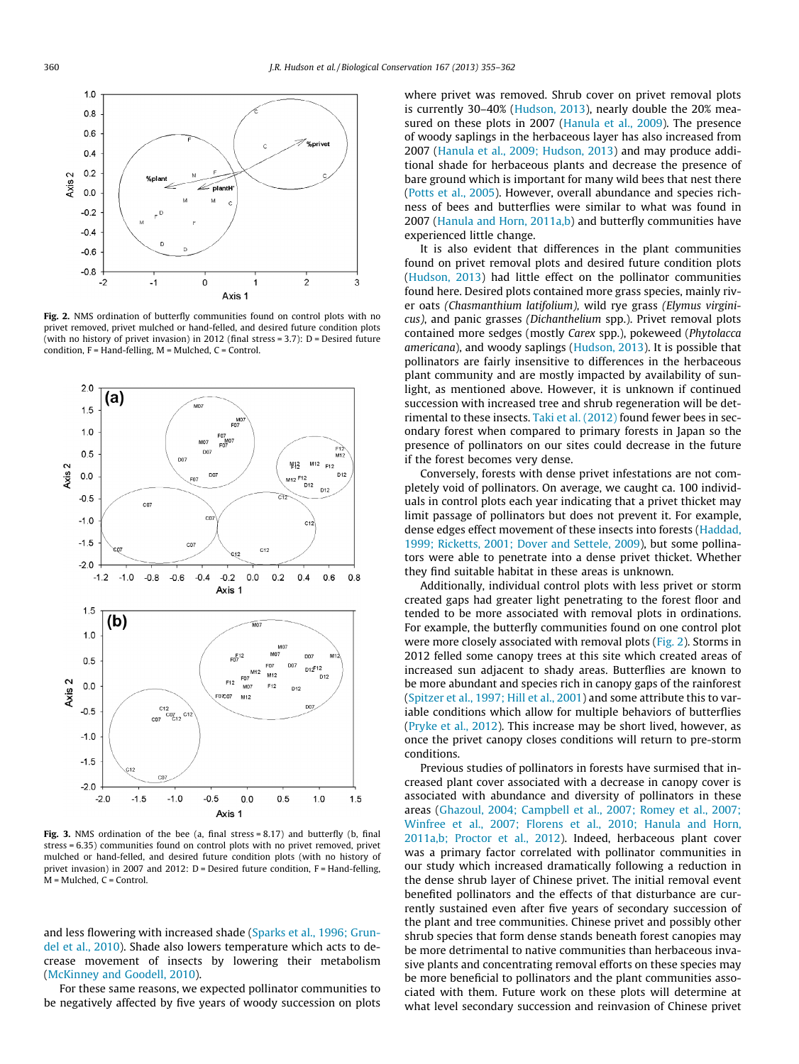Fig. 2. NMS ordination of butterfly communities found on control plots with no privet removed, privet mulched or hand-felled, and desired future condition plots (with no history of privet invasion) in 2012 (final stress = 3.7): D = Desired future condition, F = Hand-felling, M = Mulched, C = Control.

Fig. 3. NMS ordination of the bee (a, final stress = 8.17) and butterfly (b, final stress = 6.35) communities found on control plots with no privet removed, privet mulched or hand-felled, and desired future condition plots (with no history of privet invasion) in 2007 and 2012: D = Desired future condition, F = Hand-felling, M = Mulched, C = Control.

and less flowering with increased shade (Sparks et al., 1996; Grundel et al., 2010). Shade also lowers temperature which acts to decrease movement of insects by lowering their metabolism (McKinney and Goodell, 2010).

For these same reasons, we expected pollinator communities to be negatively affected by five years of woody succession on plots where privet was removed. Shrub cover on privet removal plots is currently 30–40% (Hudson, 2013), nearly double the 20% measured on these plots in 2007 (Hanula et al., 2009). The presence of woody saplings in the herbaceous layer has also increased from 2007 (Hanula et al., 2009; Hudson, 2013) and may produce additional shade for herbaceous plants and decrease the presence of bare ground which is important for many wild bees that nest there (Potts et al., 2005). However, overall abundance and species richness of bees and butterflies were similar to what was found in 2007 (Hanula and Horn, 2011a,b) and butterfly communities have experienced little change.

It is also evident that differences in the plant communities found on privet removal plots and desired future condition plots (Hudson, 2013) had little effect on the pollinator communities found here. Desired plots contained more grass species, mainly river oats (*Chasmanthium latifolium*), wild rye grass (*Elymus virginicus*), and panic grasses (*Dichanthelium* spp.). Privet removal plots contained more sedges (mostly *Carex* spp.), pokeweed (*Phytolacca americana*), and woody saplings (Hudson, 2013). It is possible that pollinators are fairly insensitive to differences in the herbaceous plant community and are mostly impacted by availability of sunlight, as mentioned above. However, it is unknown if continued succession with increased tree and shrub regeneration will be detrimental to these insects. Taki et al. (2012) found fewer bees in secondary forest when compared to primary forests in Japan so the presence of pollinators on our sites could decrease in the future if the forest becomes very dense.

Conversely, forests with dense privet infestations are not completely void of pollinators. On average, we caught ca. 100 individuals in control plots each year indicating that a privet thicket may limit passage of pollinators but does not prevent it. For example, dense edges effect movement of these insects into forests (Haddad, 1999; Ricketts, 2001; Dover and Settele, 2009), but some pollinators were able to penetrate into a dense privet thicket. Whether they find suitable habitat in these areas is unknown.

Additionally, individual control plots with less privet or storm created gaps had greater light penetrating to the forest floor and tended to be more associated with removal plots in ordinations. For example, the butterfly communities found on one control plot were more closely associated with removal plots (Fig. 2). Storms in 2012 felled some canopy trees at this site which created areas of increased sun adjacent to shady areas. Butterflies are known to be more abundant and species rich in canopy gaps of the rainforest (Spitzer et al., 1997; Hill et al., 2001) and some attribute this to variable conditions which allow for multiple behaviors of butterflies (Pryke et al., 2012). This increase may be short lived, however, as once the privet canopy closes conditions will return to pre-storm conditions.

Previous studies of pollinators in forests have surmised that increased plant cover associated with a decrease in canopy cover is associated with abundance and diversity of pollinators in these areas (Ghazoul, 2004; Campbell et al., 2007; Romey et al., 2007; Winfree et al., 2007; Florens et al., 2010; Hanula and Horn, 2011a,b; Proctor et al., 2012). Indeed, herbaceous plant cover was a primary factor correlated with pollinator communities in our study which increased dramatically following a reduction in the dense shrub layer of Chinese privet. The initial removal event benefited pollinators and the effects of that disturbance are currently sustained even after five years of secondary succession of the plant and tree communities. Chinese privet and possibly other shrub species that form dense stands beneath forest canopies may be more detrimental to native communities than herbaceous invasive plants and concentrating removal efforts on these species may be more beneficial to pollinators and the plant communities associated with them. Future work on these plots will determine at what level secondary succession and reinvasion of Chinese privet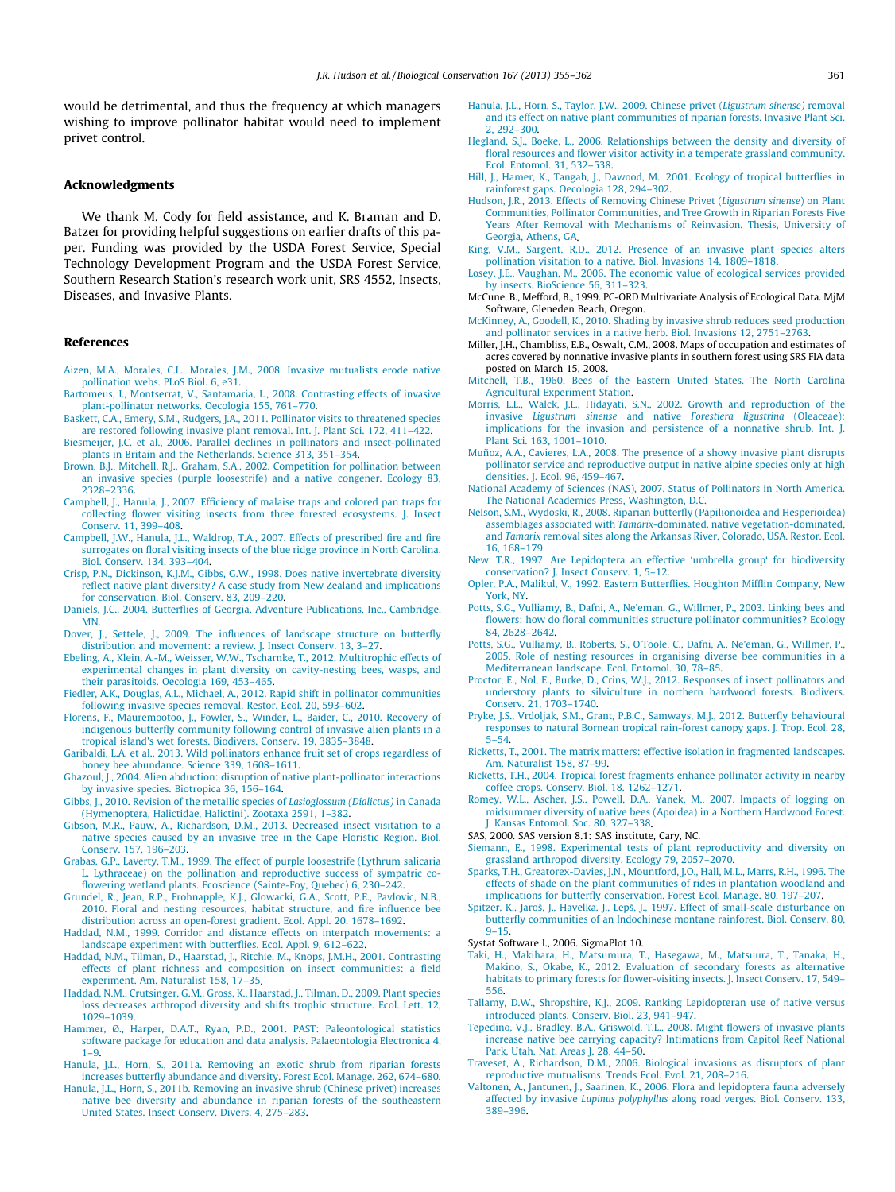would be detrimental, and thus the frequency at which managers wishing to improve pollinator habitat would need to implement privet control.

## Acknowledgments

We thank M. Cody for field assistance, and K. Braman and D. Batzer for providing helpful suggestions on earlier drafts of this paper. Funding was provided by the USDA Forest Service, Special Technology Development Program and the USDA Forest Service, Southern Research Station's research work unit, SRS 4552, Insects, Diseases, and Invasive Plants.

## References

Aizen, M.A., Morales, C.L., Morales, J.M., 2008. Invasive mutualists erode native pollination webs. PLoS Biol. 6, e31.

Bartomeus, I., Montserrat, V., Santamaria, L., 2008. Contrasting effects of invasive plant-pollinator networks. Oecologia 155, 761–770.

Baskett, C.A., Emery, S.M., Rudgers, J.A., 2011. Pollinator visits to threatened species are restored following invasive plant removal. Int. J. Plant Sci. 172, 411–422.

Biesmeijer, J.C. et al., 2006. Parallel declines in pollinators and insect-pollinated plants in Britain and the Netherlands. Science 313, 351–354.

Brown, B.J., Mitchell, R.J., Graham, S.A., 2002. Competition for pollination between an invasive species (purple loosestrife) and a native congener. Ecology 83, 2328–2336.

Campbell, J., Hanula, J., 2007. Efficiency of malaise traps and colored pan traps for collecting flower visiting insects from three forested ecosystems. J. Insect Conserv. 11, 399–408.

Campbell, J.W., Hanula, J.L., Waldrop, T.A., 2007. Effects of prescribed fire and fire surrogates on floral visiting insects of the blue ridge province in North Carolina. Biol. Conserv. 134, 393–404.

Crisp, P.N., Dickinson, K.J.M., Gibbs, G.W., 1998. Does native invertebrate diversity reflect native plant diversity? A case study from New Zealand and implications for conservation. Biol. Conserv. 83, 209–220.

Daniels, J.C., 2004. Butterflies of Georgia. Adventure Publications, Inc., Cambridge, MN.

Dover, J., Settele, J., 2009. The influences of landscape structure on butterfly distribution and movement: a review. J. Insect Conserv. 13, 3–27.

Ebeling, A., Klein, A.-M., Weisser, W.W., Tscharnke, T., 2012. Multitrophic effects of experimental changes in plant diversity on cavity-nesting bees, wasps, and their parasitoids. Oecologia 169, 453–465.

Fiedler, A.K., Douglas, A.L., Michael, A., 2012. Rapid shift in pollinator communities following invasive species removal. Restor. Ecol. 20, 593–602.

Florens, F., Mauremootoo, J., Fowler, S., Winder, L., Baider, C., 2010. Recovery of indigenous butterfly community following control of invasive alien plants in a tropical island's wet forests. Biodivers. Conserv. 19, 3835–3848.

Garibaldi, L.A. et al., 2013. Wild pollinators enhance fruit set of crops regardless of honey bee abundance. Science 339, 1608–1611.

Ghazoul, J., 2004. Alien abduction: disruption of native plant-pollinator interactions by invasive species. Biotropica 36, 156–164.

Gibbs, J., 2010. Revision of the metallic species of *Lasioglossum (Dialictus)* in Canada (Hymenoptera, Halictidae, Halictini). Zootaxa 2591, 1–382.

Gibson, M.R., Pauw, A., Richardson, D.M., 2013. Decreased insect visitation to a native species caused by an invasive tree in the Cape Floristic Region. Biol. Conserv. 157, 196–203.

Grabas, G.P., Laverty, T.M., 1999. The effect of purple loosestrife (Lythrum salicaria L. Lythraceae) on the pollination and reproductive success of sympatric co-flowering wetland plants. Ecoscience (Sainte-Foy, Quebec) 6, 230–242.

Grundel, R., Jean, R.P., Frohnapple, K.J., Glowacki, G.A., Scott, P.E., Pavlovic, N.B., 2010. Floral and nesting resources, habitat structure, and fire influence bee distribution across an open-forest gradient. Ecol. Appl. 20, 1678–1692.

Haddad, N.M., 1999. Corridor and distance effects on interpatch movements: a landscape experiment with butterflies. Ecol. Appl. 9, 612–622.

Haddad, N.M., Tilman, D., Haarstad, J., Ritchie, M., Knops, J.M.H., 2001. Contrasting effects of plant richness and composition on insect communities: a field experiment. Am. Naturalist 158, 17–35.

Haddad, N.M., Crutsinger, G.M., Gross, K., Haarstad, J., Tilman, D., 2009. Plant species loss decreases arthropod diversity and shifts trophic structure. Ecol. Lett. 12, 1029–1039.

Hammer, Ø., Harper, D.A.T., Ryan, P.D., 2001. PAST: Paleontological statistics software package for education and data analysis. Palaeontologia Electronica 4, 1–9.

Hanula, J.L., Horn, S., 2011a. Removing an exotic shrub from riparian forests increases butterfly abundance and diversity. Forest Ecol. Manage. 262, 674–680.

Hanula, J.L., Horn, S., 2011b. Removing an invasive shrub (Chinese privet) increases native bee diversity and abundance in riparian forests of the southeastern United States. Insect Conserv. Divers. 4, 275–283.

Hanula, J.L., Horn, S., Taylor, J.W., 2009. Chinese privet (*Ligustrum sinense*) removal and its effect on native plant communities of riparian forests. Invasive Plant Sci. 2, 292–300.

Hegland, S.J., Boeke, L., 2006. Relationships between the density and diversity of floral resources and flower visitor activity in a temperate grassland community. Ecol. Entomol. 31, 532–538.

Hill, J., Hamer, K., Tangah, J., Dawood, M., 2001. Ecology of tropical butterflies in rainforest gaps. Oecologia 128, 294–302.

Hudson, J.R., 2013. Effects of Removing Chinese Privet (*Ligustrum sinense*) on Plant Communities, Pollinator Communities, and Tree Growth in Riparian Forests Five Years After Removal with Mechanisms of Reinvasion. Thesis, University of Georgia, Athens, GA.

King, V.M., Sargent, R.D., 2012. Presence of an invasive plant species alters pollination visitation to a native. Biol. Invasions 14, 1809–1818.

Losey, J.E., Vaughan, M., 2006. The economic value of ecological services provided by insects. BioScience 56, 311–323.

McCune, B., Mefford, B., 1999. PC-ORD Multivariate Analysis of Ecological Data. MjM Software, Gleneden Beach, Oregon.

McKinney, A., Goodell, K., 2010. Shading by invasive shrub reduces seed production and pollinator services in a native herb. Biol. Invasions 12, 2751–2763.

Miller, J.H., Chambliss, E.B., Oswalt, C.M., 2008. Maps of occupation and estimates of acres covered by nonnative invasive plants in southern forest using SRS FIA data posted on March 15, 2008.

Mitchell, T.B., 1960. Bees of the Eastern United States. The North Carolina Agricultural Experiment Station.

Morris, L.L., Walck, J.L., Hidayati, S.N., 2002. Growth and reproduction of the invasive *Ligustrum sinense* and native *Forestiera ligustrina* (Oleaceae): implications for the invasion and persistence of a nonnative shrub. Int. J. Plant Sci. 163, 1001–1010.

Muñoz, A.A., Cavieres, L.A., 2008. The presence of a showy invasive plant disrupts pollinator service and reproductive output in native alpine species only at high densities. J. Ecol. 96, 459–467.

National Academy of Sciences (NAS), 2007. Status of Pollinators in North America. The National Academies Press, Washington, D.C.

Nelson, S.M., Wydoski, R., 2008. Riparian butterfly (Papilionoidea and Hesperioidea) assemblages associated with *Tamarix*-dominated, native vegetation-dominated, and *Tamarix* removal sites along the Arkansas River, Colorado, USA. Restor. Ecol. 16, 168–179.

New, T.R., 1997. Are Lepidoptera an effective 'umbrella group' for biodiversity conservation? J. Insect Conserv. 1, 5–12.

Opler, P.A., Malikul, V., 1992. Eastern Butterflies. Houghton Mifflin Company, New York, NY.

Potts, S.G., Vulliamy, B., Dafni, A., Ne'eman, G., Willmer, P., 2003. Linking bees and flowers: how do floral communities structure pollinator communities? Ecology 84, 2628–2642.

Potts, S.G., Vulliamy, B., Roberts, S., O'Toole, C., Dafni, A., Ne'eman, G., Willmer, P., 2005. Role of nesting resources in organising diverse bee communities in a Mediterranean landscape. Ecol. Entomol. 30, 78–85.

Proctor, E., Nol, E., Burke, D., Crins, W.J., 2012. Responses of insect pollinators and understory plants to silviculture in northern hardwood forests. Biodivers. Conserv. 21, 1703–1740.

Pryke, J.S., Vrdoljak, S.M., Grant, P.B.C., Samways, M.J., 2012. Butterfly behavioural responses to natural Bornean tropical rain-forest canopy gaps. J. Trop. Ecol. 28, 5–54.

Ricketts, T., 2001. The matrix matters: effective isolation in fragmented landscapes. Am. Naturalist 158, 87–99.

Ricketts, T.H., 2004. Tropical forest fragments enhance pollinator activity in nearby coffee crops. Conserv. Biol. 18, 1262–1271.

Romey, W.L., Ascher, J.S., Powell, D.A., Yanek, M., 2007. Impacts of logging on midsummer diversity of native bees (Apoidea) in a Northern Hardwood Forest. J. Kansas Entomol. Soc. 80, 327–338.

SAS, 2000. SAS version 8.1: SAS institute, Cary, NC.

Siemann, E., 1998. Experimental tests of plant reproductivity and diversity on grassland arthropod diversity. Ecology 79, 2057–2070.

Sparks, T.H., Greatorex-Davies, J.N., Mountford, J.O., Hall, M.L., Marrs, R.H., 1996. The effects of shade on the plant communities of rides in plantation woodland and implications for butterfly conservation. Forest Ecol. Manage. 80, 197–207.

Spitzer, K., Jaroš, J., Havelka, J., Lepš, J., 1997. Effect of small-scale disturbance on butterfly communities of an Indochinese montane rainforest. Biol. Conserv. 80, 9–15.

Systat Software I., 2006. SigmaPlot 10.

Taki, H., Makihara, H., Matsumura, T., Hasegawa, M., Matsuura, T., Tanaka, H., Makino, S., Okabe, K., 2012. Evaluation of secondary forests as alternative habitats to primary forests for flower-visiting insects. J. Insect Conserv. 17, 549–556.

Tallamy, D.W., Shropshire, K.J., 2009. Ranking Lepidopteran use of native versus introduced plants. Conserv. Biol. 23, 941–947.

Tepedino, V.J., Bradley, B.A., Griswold, T.L., 2008. Might flowers of invasive plants increase native bee carrying capacity? Intimations from Capitol Reef National Park, Utah. Nat. Areas J. 28, 44–50.

Traveset, A., Richardson, D.M., 2006. Biological invasions as disruptors of plant reproductive mutualisms. Trends Ecol. Evol. 21, 208–216.

Valtonen, A., Jantunen, J., Saarinen, K., 2006. Flora and lepidoptera fauna adversely affected by invasive *Lupinus polyphyllus* along road verges. Biol. Conserv. 133, 389–396.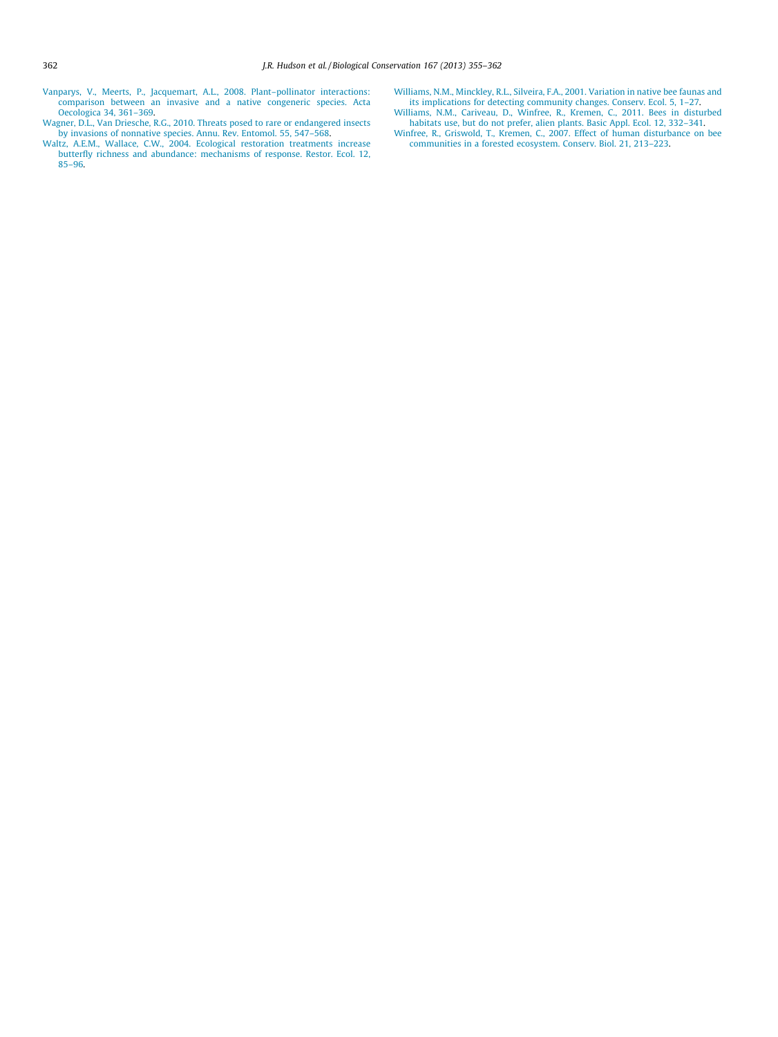Vanparys, V., Meerts, P., Jacquemart, A.L., 2008. Plant–pollinator interactions: comparison between an invasive and a native congeneric species. Acta Oecologica 34, 361–369.

Wagner, D.L., Van Driesche, R.G., 2010. Threats posed to rare or endangered insects by invasions of nonnative species. Annu. Rev. Entomol. 55, 547–568.

Waltz, A.E.M., Wallace, C.W., 2004. Ecological restoration treatments increase butterfly richness and abundance: mechanisms of response. Restor. Ecol. 12, 85–96.

Williams, N.M., Minckley, R.L., Silveira, F.A., 2001. Variation in native bee faunas and its implications for detecting community changes. Conserv. Ecol. 5, 1–27.

Williams, N.M., Cariveau, D., Winfree, R., Kremen, C., 2011. Bees in disturbed habitats use, but do not prefer, alien plants. Basic Appl. Ecol. 12, 332–341.

Winfree, R., Griswold, T., Kremen, C., 2007. Effect of human disturbance on bee communities in a forested ecosystem. Conserv. Biol. 21, 213–223.